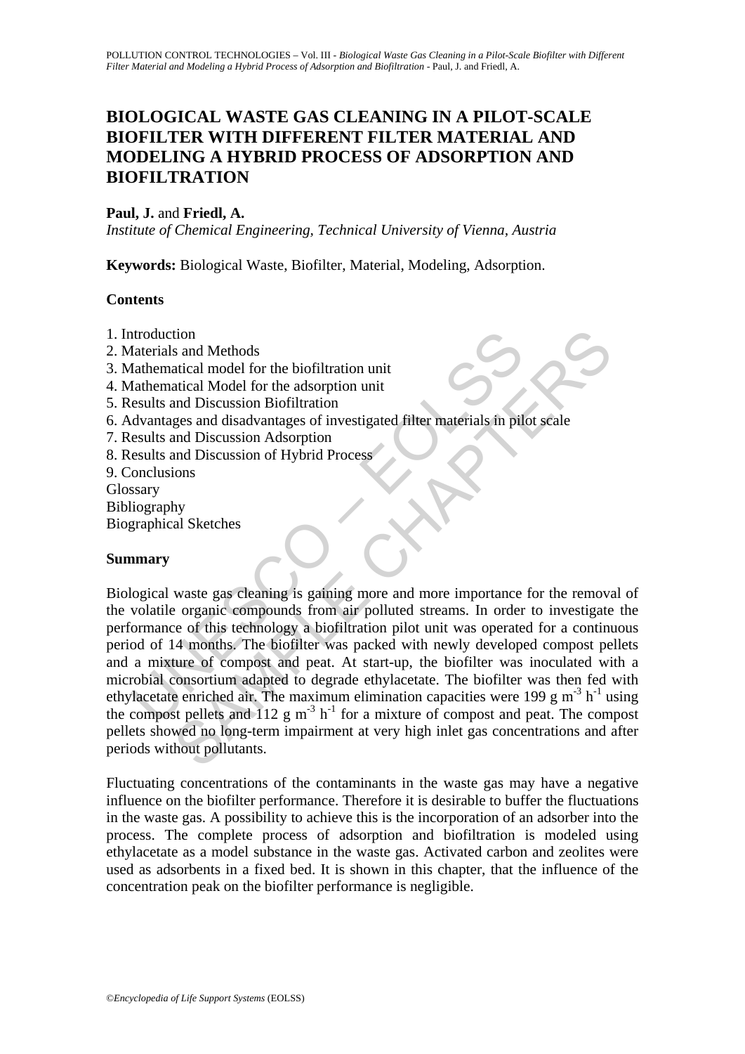# BIOLOGICAL WASTE GAS CLEANING IN A PILOT-SCALE BIOFILTER WITH DIFFERENT FILTER MATERIAL AND MODELING A HYBRID PROCESS OF ADSORPTION AND BIOFILTRATION

**Paul, J.** and **Friedl, A.**

*Institute of Chemical Engineering, Technical University of Vienna, Austria*

**Keywords:** Biological Waste, Biofilter, Material, Modeling, Adsorption.

## Contents

1. Introduction
2. Materials and Methods
3. Mathematical model for the biofiltration unit
4. Mathematical Model for the adsorption unit
5. Results and Discussion Biofiltration
6. Advantages and disadvantages of investigated filter materials in pilot scale
7. Results and Discussion Adsorption
8. Results and Discussion of Hybrid Process
9. Conclusions

Glossary
Bibliography
Biographical Sketches

## Summary

Biological waste gas cleaning is gaining more and more importance for the removal of the volatile organic compounds from air polluted streams. In order to investigate the performance of this technology a biofiltration pilot unit was operated for a continuous period of 14 months. The biofilter was packed with newly developed compost pellets and a mixture of compost and peat. At start-up, the biofilter was inoculated with a microbial consortium adapted to degrade ethylacetate. The biofilter was then fed with ethylacetate enriched air. The maximum elimination capacities were 199 g $m^{-3}$ $h^{-1}$ using the compost pellets and 112 g $m^{-3}$ $h^{-1}$ for a mixture of compost and peat. The compost pellets showed no long-term impairment at very high inlet gas concentrations and after periods without pollutants.

Fluctuating concentrations of the contaminants in the waste gas may have a negative influence on the biofilter performance. Therefore it is desirable to buffer the fluctuations in the waste gas. A possibility to achieve this is the incorporation of an adsorber into the process. The complete process of adsorption and biofiltration is modeled using ethylacetate as a model substance in the waste gas. Activated carbon and zeolites were used as adsorbents in a fixed bed. It is shown in this chapter, that the influence of the concentration peak on the biofilter performance is negligible.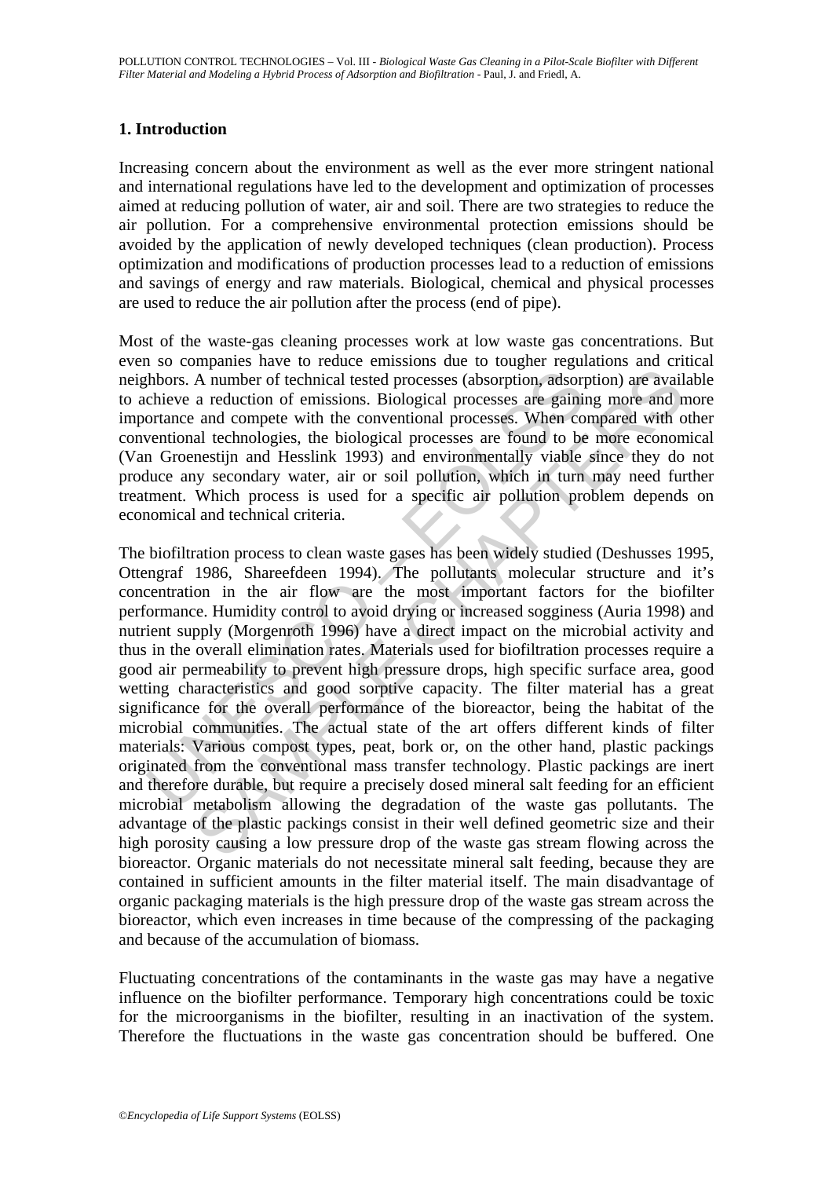## 1. Introduction

Increasing concern about the environment as well as the ever more stringent national and international regulations have led to the development and optimization of processes aimed at reducing pollution of water, air and soil. There are two strategies to reduce the air pollution. For a comprehensive environmental protection emissions should be avoided by the application of newly developed techniques (clean production). Process optimization and modifications of production processes lead to a reduction of emissions and savings of energy and raw materials. Biological, chemical and physical processes are used to reduce the air pollution after the process (end of pipe).

Most of the waste-gas cleaning processes work at low waste gas concentrations. But even so companies have to reduce emissions due to tougher regulations and critical neighbors. A number of technical tested processes (absorption, adsorption) are available to achieve a reduction of emissions. Biological processes are gaining more and more importance and compete with the conventional processes. When compared with other conventional technologies, the biological processes are found to be more economical (Van Groenestijn and Hesslink 1993) and environmentally viable since they do not produce any secondary water, air or soil pollution, which in turn may need further treatment. Which process is used for a specific air pollution problem depends on economical and technical criteria.

The biofiltration process to clean waste gases has been widely studied (Deshusses 1995, Ottengraf 1986, Shareefdeen 1994). The pollutants molecular structure and it's concentration in the air flow are the most important factors for the biofilter performance. Humidity control to avoid drying or increased sogginess (Auria 1998) and nutrient supply (Morgenroth 1996) have a direct impact on the microbial activity and thus in the overall elimination rates. Materials used for biofiltration processes require a good air permeability to prevent high pressure drops, high specific surface area, good wetting characteristics and good sorptive capacity. The filter material has a great significance for the overall performance of the bioreactor, being the habitat of the microbial communities. The actual state of the art offers different kinds of filter materials: Various compost types, peat, bork or, on the other hand, plastic packings originated from the conventional mass transfer technology. Plastic packings are inert and therefore durable, but require a precisely dosed mineral salt feeding for an efficient microbial metabolism allowing the degradation of the waste gas pollutants. The advantage of the plastic packings consist in their well defined geometric size and their high porosity causing a low pressure drop of the waste gas stream flowing across the bioreactor. Organic materials do not necessitate mineral salt feeding, because they are contained in sufficient amounts in the filter material itself. The main disadvantage of organic packaging materials is the high pressure drop of the waste gas stream across the bioreactor, which even increases in time because of the compressing of the packaging and because of the accumulation of biomass.

Fluctuating concentrations of the contaminants in the waste gas may have a negative influence on the biofilter performance. Temporary high concentrations could be toxic for the microorganisms in the biofilter, resulting in an inactivation of the system. Therefore the fluctuations in the waste gas concentration should be buffered. One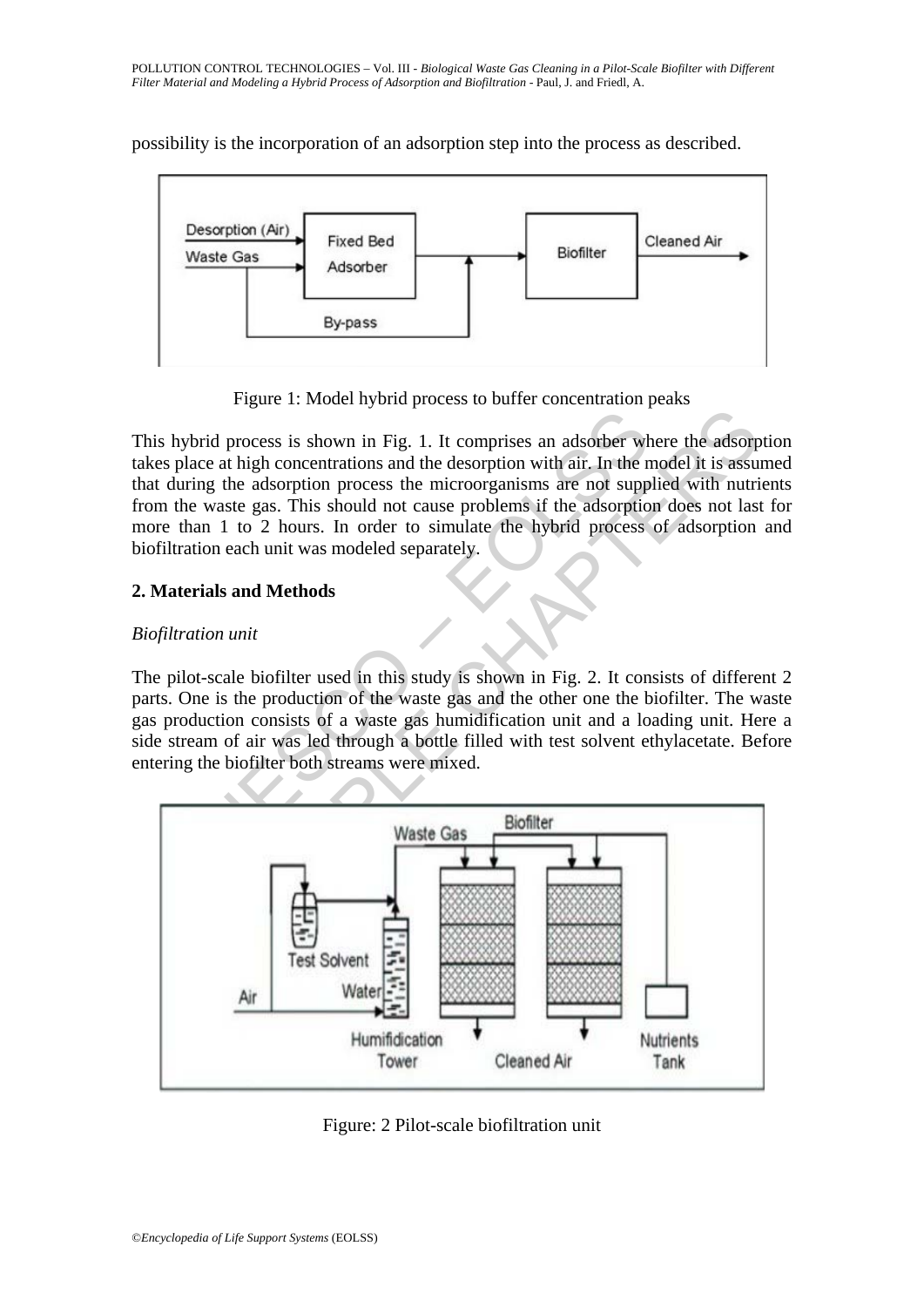possibility is the incorporation of an adsorption step into the process as described.

Figure 1: Model hybrid process to buffer concentration peaks

This hybrid process is shown in Fig. 1. It comprises an adsorber where the adsorption takes place at high concentrations and the desorption with air. In the model it is assumed that during the adsorption process the microorganisms are not supplied with nutrients from the waste gas. This should not cause problems if the adsorption does not last for more than 1 to 2 hours. In order to simulate the hybrid process of adsorption and biofiltration each unit was modeled separately.

## 2. Materials and Methods

*Biofiltration unit*

The pilot-scale biofilter used in this study is shown in Fig. 2. It consists of different 2 parts. One is the production of the waste gas and the other one the biofilter. The waste gas production consists of a waste gas humidification unit and a loading unit. Here a side stream of air was led through a bottle filled with test solvent ethylacetate. Before entering the biofilter both streams were mixed.

Figure: 2 Pilot-scale biofiltration unit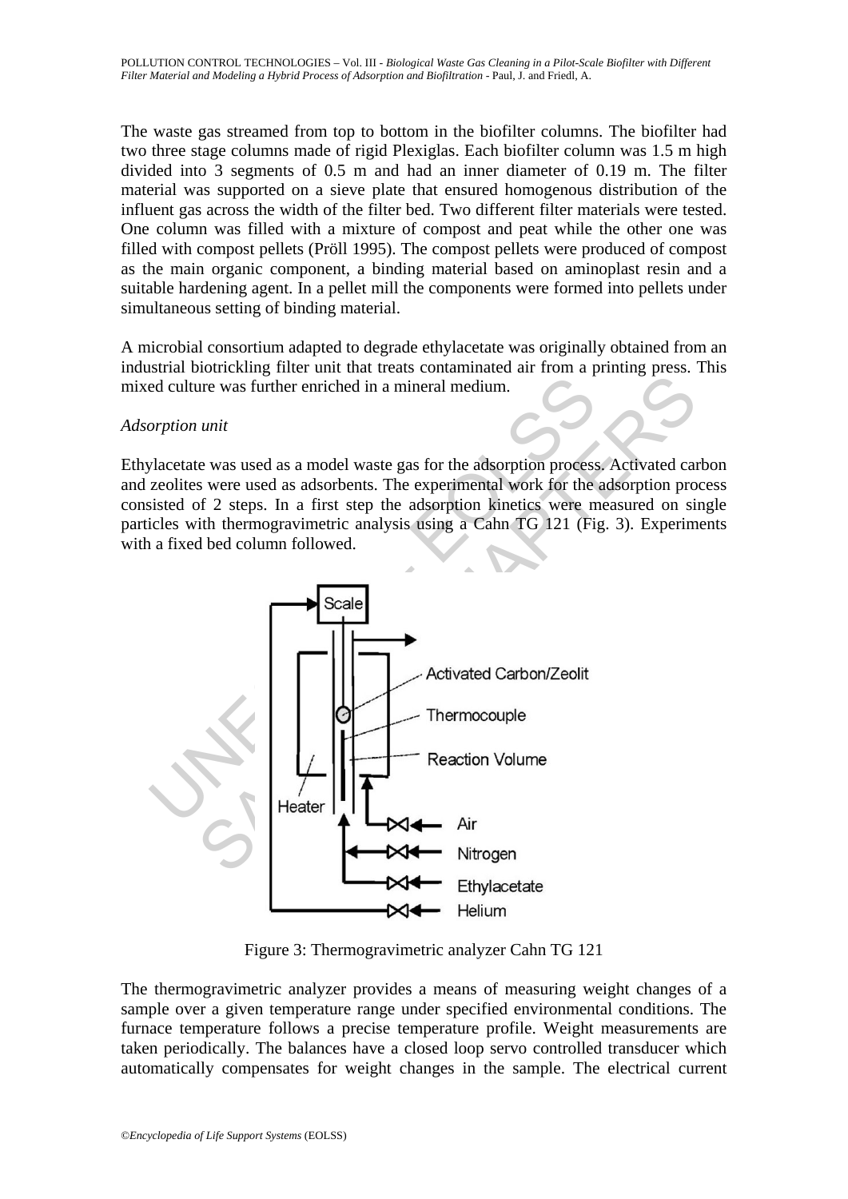The waste gas streamed from top to bottom in the biofilter columns. The biofilter had two three stage columns made of rigid Plexiglas. Each biofilter column was 1.5 m high divided into 3 segments of 0.5 m and had an inner diameter of 0.19 m. The filter material was supported on a sieve plate that ensured homogenous distribution of the influent gas across the width of the filter bed. Two different filter materials were tested. One column was filled with a mixture of compost and peat while the other one was filled with compost pellets (Pröll 1995). The compost pellets were produced of compost as the main organic component, a binding material based on aminoplast resin and a suitable hardening agent. In a pellet mill the components were formed into pellets under simultaneous setting of binding material.

A microbial consortium adapted to degrade ethylacetate was originally obtained from an industrial biotrickling filter unit that treats contaminated air from a printing press. This mixed culture was further enriched in a mineral medium.

*Adsorption unit*

Ethylacetate was used as a model waste gas for the adsorption process. Activated carbon and zeolites were used as adsorbents. The experimental work for the adsorption process consisted of 2 steps. In a first step the adsorption kinetics were measured on single particles with thermogravimetric analysis using a Cahn TG 121 (Fig. 3). Experiments with a fixed bed column followed.

Figure 3: Thermogravimetric analyzer Cahn TG 121

The thermogravimetric analyzer provides a means of measuring weight changes of a sample over a given temperature range under specified environmental conditions. The furnace temperature follows a precise temperature profile. Weight measurements are taken periodically. The balances have a closed loop servo controlled transducer which automatically compensates for weight changes in the sample. The electrical current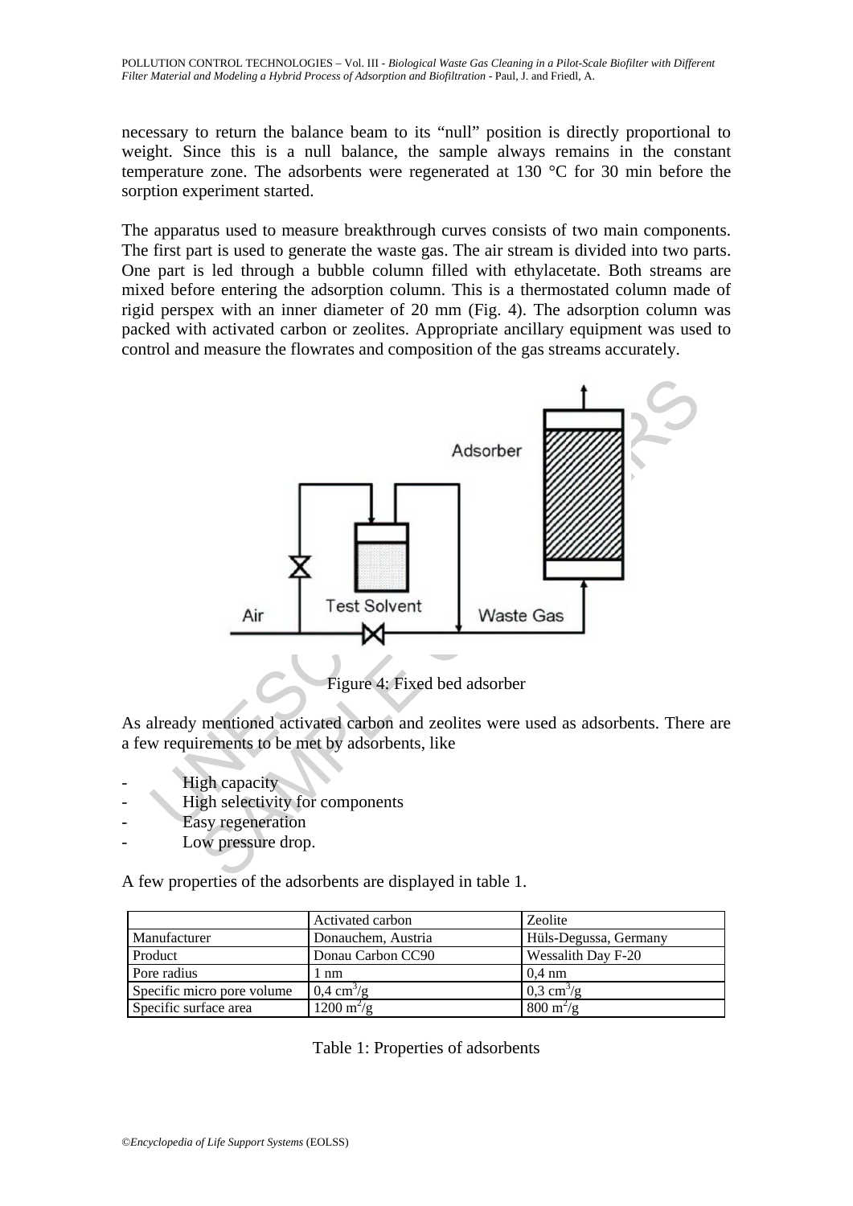necessary to return the balance beam to its "null" position is directly proportional to weight. Since this is a null balance, the sample always remains in the constant temperature zone. The adsorbents were regenerated at 130 °C for 30 min before the sorption experiment started.

The apparatus used to measure breakthrough curves consists of two main components. The first part is used to generate the waste gas. The air stream is divided into two parts. One part is led through a bubble column filled with ethylacetate. Both streams are mixed before entering the adsorption column. This is a thermostated column made of rigid perspex with an inner diameter of 20 mm (Fig. 4). The adsorption column was packed with activated carbon or zeolites. Appropriate ancillary equipment was used to control and measure the flowrates and composition of the gas streams accurately.

Figure 4: Fixed bed adsorber

As already mentioned activated carbon and zeolites were used as adsorbents. There are a few requirements to be met by adsorbents, like

- High capacity
- High selectivity for components
- Easy regeneration
- Low pressure drop.

A few properties of the adsorbents are displayed in table 1.

| | Activated carbon | Zeolite |
|---|---|---|
| Manufacturer | Donauchem, Austria | Hüls-Degussa, Germany |
| Product | Donau Carbon CC90 | Wessalith Day F-20 |
| Pore radius | 1 nm | 0,4 nm |
| Specific micro pore volume | 0,4 $cm^3/g$ | 0,3 $cm^3/g$ |
| Specific surface area | 1200 $m^2/g$ | 800 $m^2/g$ |

Table 1: Properties of adsorbents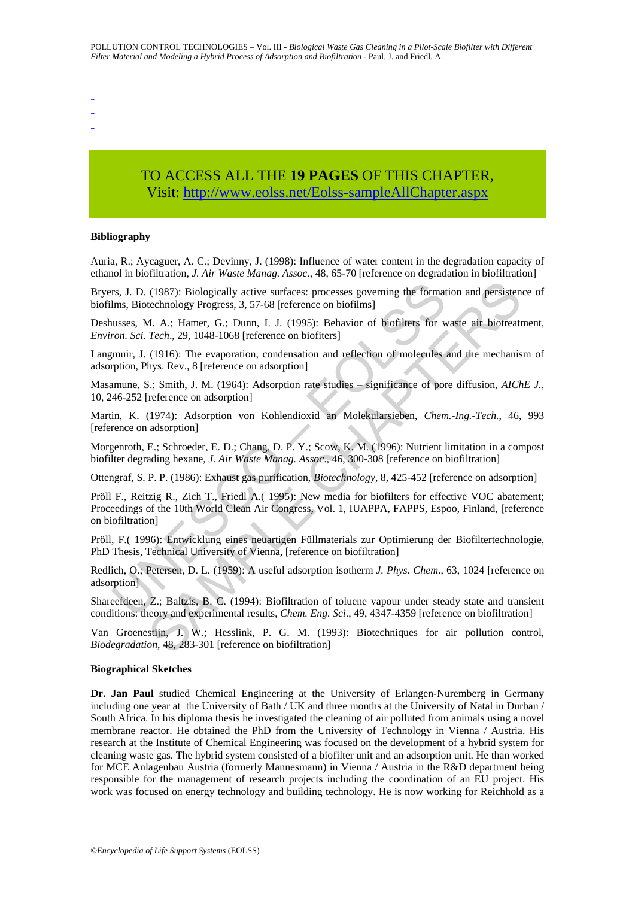-
-
-

TO ACCESS ALL THE **19 PAGES** OF THIS CHAPTER,
Visit: http://www.eolss.net/Eolss-sampleAllChapter.aspx

**Bibliography**

Auria, R.; Aycaguer, A. C.; Devinny, J. (1998): Influence of water content in the degradation capacity of ethanol in biofiltration, *J. Air Waste Manag. Assoc.*, 48, 65-70 [reference on degradation in biofiltration]

Bryers, J. D. (1987): Biologically active surfaces: processes governing the formation and persistence of biofilms, Biotechnology Progress, 3, 57-68 [reference on biofilms]

Deshusses, M. A.; Hamer, G.; Dunn, I. J. (1995): Behavior of biofilters for waste air biotreatment, *Environ. Sci. Tech*., 29, 1048-1068 [reference on biofiters]

Langmuir, J. (1916): The evaporation, condensation and reflection of molecules and the mechanism of adsorption, Phys. Rev., 8 [reference on adsorption]

Masamune, S.; Smith, J. M. (1964): Adsorption rate studies – significance of pore diffusion, *AIChE J.*, 10, 246-252 [reference on adsorption]

Martin, K. (1974): Adsorption von Kohlendioxid an Molekularsieben, *Chem.-Ing.-Tech.*, 46, 993 [reference on adsorption]

Morgenroth, E.; Schroeder, E. D.; Chang, D. P. Y.; Scow, K. M. (1996): Nutrient limitation in a compost biofilter degrading hexane, *J. Air Waste Manag. Assoc*., 46, 300-308 [reference on biofiltration]

Ottengraf, S. P. P. (1986): Exhaust gas purification, *Biotechnology*, 8, 425-452 [reference on adsorption]

Pröll F., Reitzig R., Zich T., Friedl A.( 1995): New media for biofilters for effective VOC abatement; Proceedings of the 10th World Clean Air Congress, Vol. 1, IUAPPA, FAPPS, Espoo, Finland, [reference on biofiltration]

Pröll, F.( 1996): Entwicklung eines neuartigen Füllmaterials zur Optimierung der Biofiltertechnologie, PhD Thesis, Technical University of Vienna, [reference on biofiltration]

Redlich, O.; Petersen, D. L. (1959): A useful adsorption isotherm *J. Phys. Chem.*, 63, 1024 [reference on adsorption]

Shareefdeen, Z.; Baltzis, B. C. (1994): Biofiltration of toluene vapour under steady state and transient conditions: theory and experimental results, *Chem. Eng. Sci*., 49, 4347-4359 [reference on biofiltration]

Van Groenestijn, J. W.; Hesslink, P. G. M. (1993): Biotechniques for air pollution control, *Biodegradation*, 48, 283-301 [reference on biofiltration]

**Biographical Sketches**

**Dr. Jan Paul** studied Chemical Engineering at the University of Erlangen-Nuremberg in Germany including one year at the University of Bath / UK and three months at the University of Natal in Durban / South Africa. In his diploma thesis he investigated the cleaning of air polluted from animals using a novel membrane reactor. He obtained the PhD from the University of Technology in Vienna / Austria. His research at the Institute of Chemical Engineering was focused on the development of a hybrid system for cleaning waste gas. The hybrid system consisted of a biofilter unit and an adsorption unit. He than worked for MCE Anlagenbau Austria (formerly Mannesmann) in Vienna / Austria in the R&D department being responsible for the management of research projects including the coordination of an EU project. His work was focused on energy technology and building technology. He is now working for Reichhold as a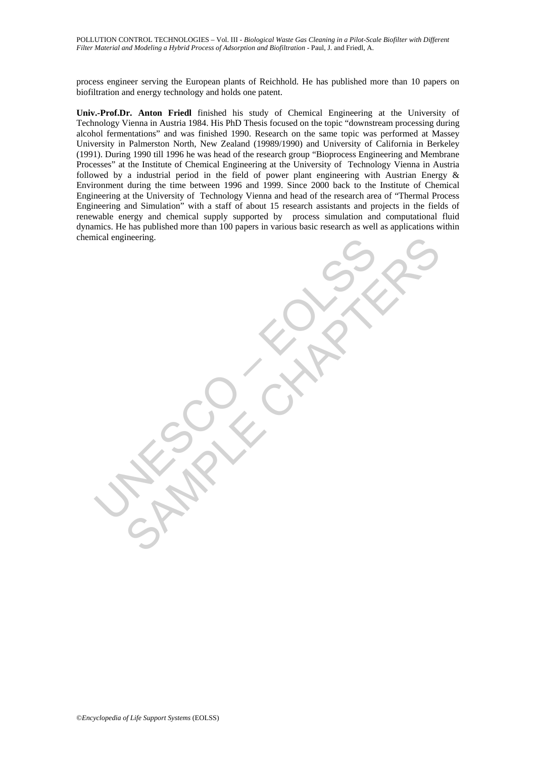process engineer serving the European plants of Reichhold. He has published more than 10 papers on biofiltration and energy technology and holds one patent.

**Univ.-Prof.Dr. Anton Friedl** finished his study of Chemical Engineering at the University of Technology Vienna in Austria 1984. His PhD Thesis focused on the topic "downstream processing during alcohol fermentations" and was finished 1990. Research on the same topic was performed at Massey University in Palmerston North, New Zealand (19989/1990) and University of California in Berkeley (1991). During 1990 till 1996 he was head of the research group "Bioprocess Engineering and Membrane Processes" at the Institute of Chemical Engineering at the University of Technology Vienna in Austria followed by a industrial period in the field of power plant engineering with Austrian Energy & Environment during the time between 1996 and 1999. Since 2000 back to the Institute of Chemical Engineering at the University of Technology Vienna and head of the research area of "Thermal Process Engineering and Simulation" with a staff of about 15 research assistants and projects in the fields of renewable energy and chemical supply supported by process simulation and computational fluid dynamics. He has published more than 100 papers in various basic research as well as applications within chemical engineering.